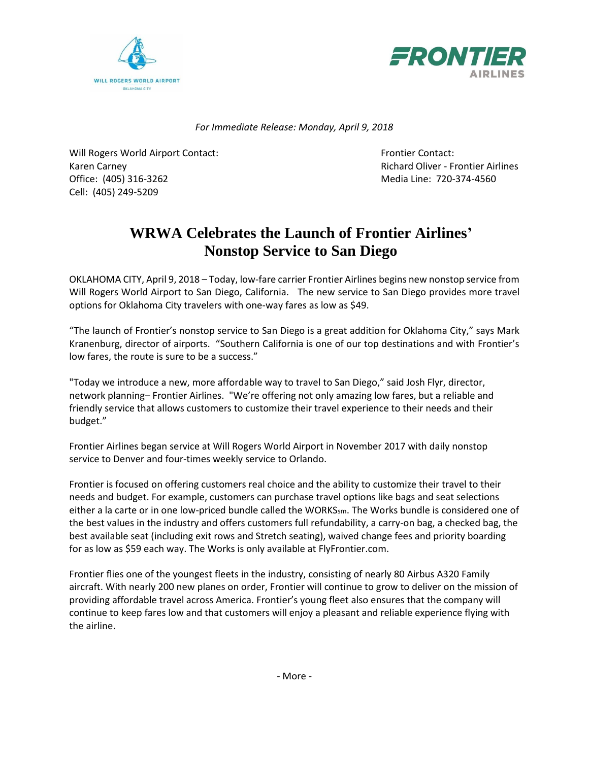*For Immediate Release: Monday, April 9, 2018*

Will Rogers World Airport Contact:
Karen Carney
Office: (405) 316-3262
Cell: (405) 249-5209

Frontier Contact:
Richard Oliver - Frontier Airlines
Media Line: 720-374-4560

# WRWA Celebrates the Launch of Frontier Airlines' Nonstop Service to San Diego

OKLAHOMA CITY, April 9, 2018 – Today, low-fare carrier Frontier Airlines begins new nonstop service from Will Rogers World Airport to San Diego, California. The new service to San Diego provides more travel options for Oklahoma City travelers with one-way fares as low as $49.

"The launch of Frontier's nonstop service to San Diego is a great addition for Oklahoma City," says Mark Kranenburg, director of airports. "Southern California is one of our top destinations and with Frontier's low fares, the route is sure to be a success."

"Today we introduce a new, more affordable way to travel to San Diego," said Josh Flyr, director, network planning– Frontier Airlines. "We're offering not only amazing low fares, but a reliable and friendly service that allows customers to customize their travel experience to their needs and their budget."

Frontier Airlines began service at Will Rogers World Airport in November 2017 with daily nonstop service to Denver and four-times weekly service to Orlando.

Frontier is focused on offering customers real choice and the ability to customize their travel to their needs and budget. For example, customers can purchase travel options like bags and seat selections either a la carte or in one low-priced bundle called the WORKSsm. The Works bundle is considered one of the best values in the industry and offers customers full refundability, a carry-on bag, a checked bag, the best available seat (including exit rows and Stretch seating), waived change fees and priority boarding for as low as $59 each way. The Works is only available at FlyFrontier.com.

Frontier flies one of the youngest fleets in the industry, consisting of nearly 80 Airbus A320 Family aircraft. With nearly 200 new planes on order, Frontier will continue to grow to deliver on the mission of providing affordable travel across America. Frontier's young fleet also ensures that the company will continue to keep fares low and that customers will enjoy a pleasant and reliable experience flying with the airline.

- More -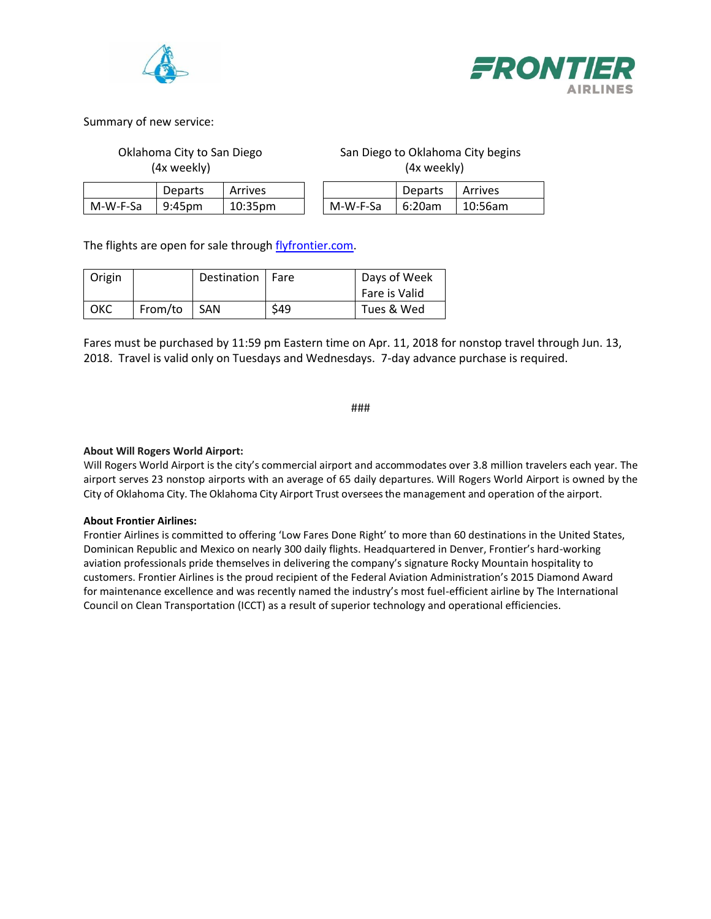Summary of new service:

Oklahoma City to San Diego
(4x weekly)

| | Departs | Arrives |
|---|---|---|
| M-W-F-Sa | 9:45pm | 10:35pm |

San Diego to Oklahoma City begins
(4x weekly)

| | Departs | Arrives |
|---|---|---|
| M-W-F-Sa | 6:20am | 10:56am |

The flights are open for sale through [flyfrontier.com](flyfrontier.com).

| Origin | | Destination | Fare | Days of Week Fare is Valid |
|---|---|---|---|---|
| OKC | From/to | SAN | $49 | Tues & Wed |

Fares must be purchased by 11:59 pm Eastern time on Apr. 11, 2018 for nonstop travel through Jun. 13, 2018. Travel is valid only on Tuesdays and Wednesdays. 7-day advance purchase is required.

###

**About Will Rogers World Airport:**
Will Rogers World Airport is the city's commercial airport and accommodates over 3.8 million travelers each year. The airport serves 23 nonstop airports with an average of 65 daily departures. Will Rogers World Airport is owned by the City of Oklahoma City. The Oklahoma City Airport Trust oversees the management and operation of the airport.

**About Frontier Airlines:**
Frontier Airlines is committed to offering 'Low Fares Done Right' to more than 60 destinations in the United States, Dominican Republic and Mexico on nearly 300 daily flights. Headquartered in Denver, Frontier's hard-working aviation professionals pride themselves in delivering the company's signature Rocky Mountain hospitality to customers. Frontier Airlines is the proud recipient of the Federal Aviation Administration's 2015 Diamond Award for maintenance excellence and was recently named the industry's most fuel-efficient airline by The International Council on Clean Transportation (ICCT) as a result of superior technology and operational efficiencies.